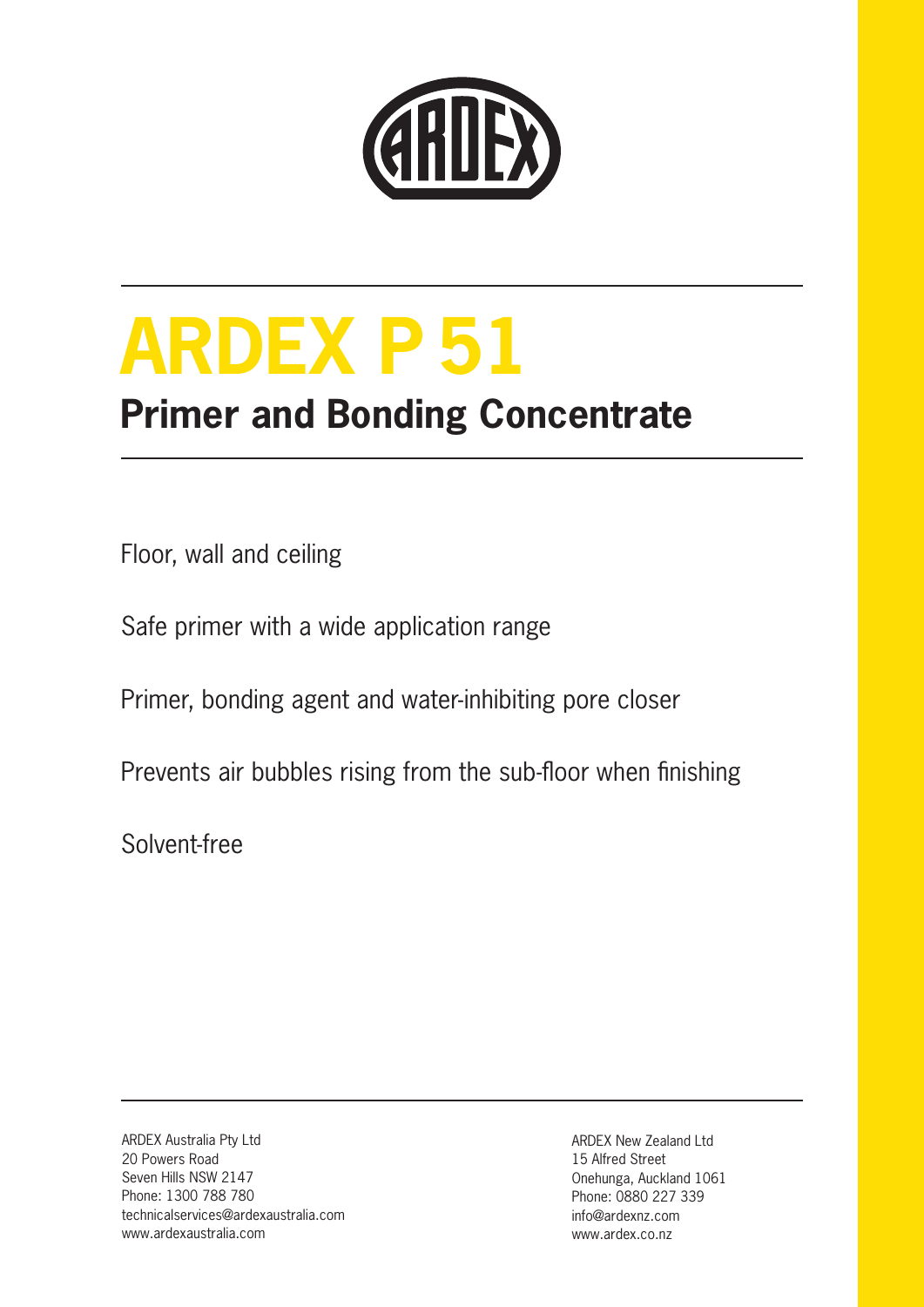# ARDEX P 51

## Primer and Bonding Concentrate

Floor, wall and ceiling

Safe primer with a wide application range

Primer, bonding agent and water-inhibiting pore closer

Prevents air bubbles rising from the sub-floor when finishing

Solvent-free

ARDEX Australia Pty Ltd
20 Powers Road
Seven Hills NSW 2147
Phone: 1300 788 780
technicalservices@ardexaustralia.com
www.ardexaustralia.com

ARDEX New Zealand Ltd
15 Alfred Street
Onehunga, Auckland 1061
Phone: 0880 227 339
info@ardexnz.com
www.ardex.co.nz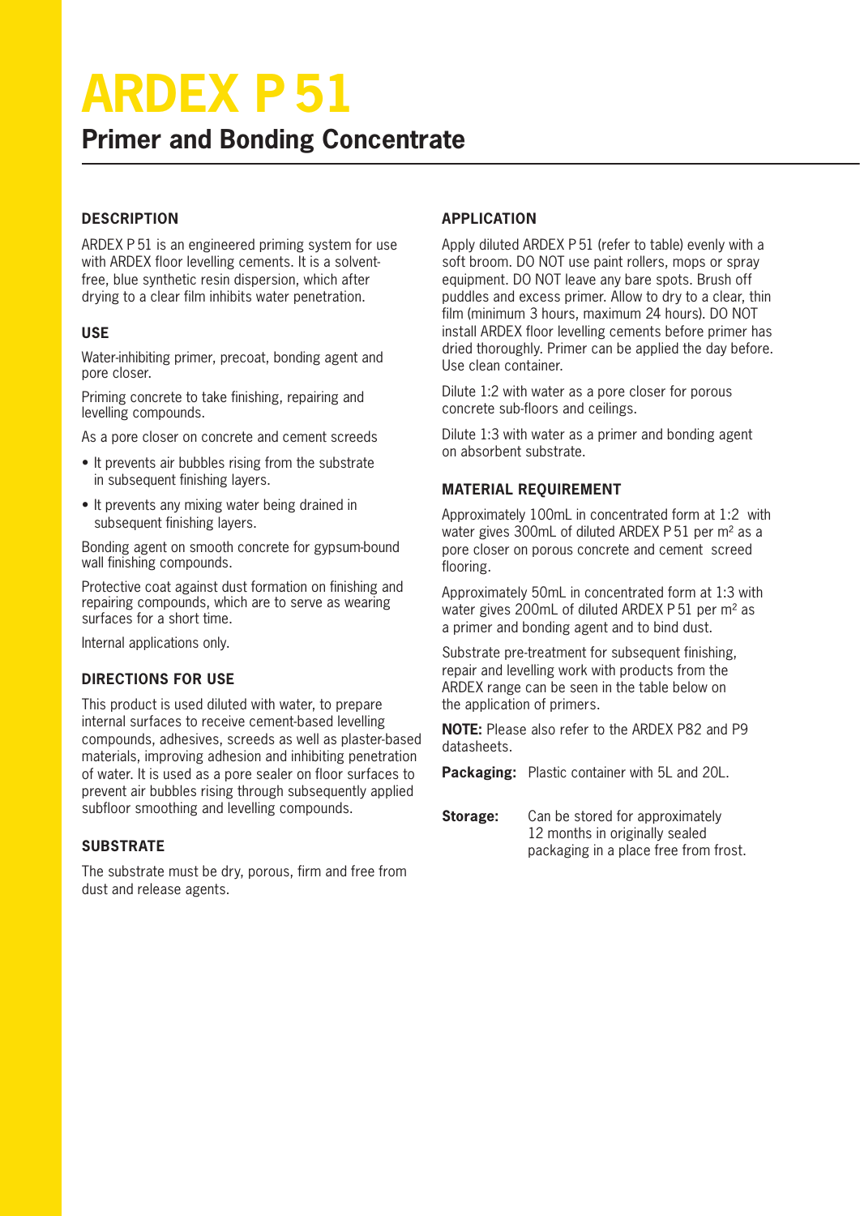# ARDEX P 51

## Primer and Bonding Concentrate

### DESCRIPTION

ARDEX P 51 is an engineered priming system for use with ARDEX floor levelling cements. It is a solvent-free, blue synthetic resin dispersion, which after drying to a clear film inhibits water penetration.

### USE

Water-inhibiting primer, precoat, bonding agent and pore closer.

Priming concrete to take finishing, repairing and levelling compounds.

As a pore closer on concrete and cement screeds

- It prevents air bubbles rising from the substrate in subsequent finishing layers.
- It prevents any mixing water being drained in subsequent finishing layers.

Bonding agent on smooth concrete for gypsum-bound wall finishing compounds.

Protective coat against dust formation on finishing and repairing compounds, which are to serve as wearing surfaces for a short time.

Internal applications only.

### DIRECTIONS FOR USE

This product is used diluted with water, to prepare internal surfaces to receive cement-based levelling compounds, adhesives, screeds as well as plaster-based materials, improving adhesion and inhibiting penetration of water. It is used as a pore sealer on floor surfaces to prevent air bubbles rising through subsequently applied subfloor smoothing and levelling compounds.

### SUBSTRATE

The substrate must be dry, porous, firm and free from dust and release agents.

### APPLICATION

Apply diluted ARDEX P 51 (refer to table) evenly with a soft broom. DO NOT use paint rollers, mops or spray equipment. DO NOT leave any bare spots. Brush off puddles and excess primer. Allow to dry to a clear, thin film (minimum 3 hours, maximum 24 hours). DO NOT install ARDEX floor levelling cements before primer has dried thoroughly. Primer can be applied the day before. Use clean container.

Dilute 1:2 with water as a pore closer for porous concrete sub-floors and ceilings.

Dilute 1:3 with water as a primer and bonding agent on absorbent substrate.

### MATERIAL REQUIREMENT

Approximately 100mL in concentrated form at 1:2 with water gives 300mL of diluted ARDEX P 51 per m² as a pore closer on porous concrete and cement screed flooring.

Approximately 50mL in concentrated form at 1:3 with water gives 200mL of diluted ARDEX P 51 per m² as a primer and bonding agent and to bind dust.

Substrate pre-treatment for subsequent finishing, repair and levelling work with products from the ARDEX range can be seen in the table below on the application of primers.

**NOTE:** Please also refer to the ARDEX P82 and P9 datasheets.

**Packaging:** Plastic container with 5L and 20L.

**Storage:** Can be stored for approximately 12 months in originally sealed packaging in a place free from frost.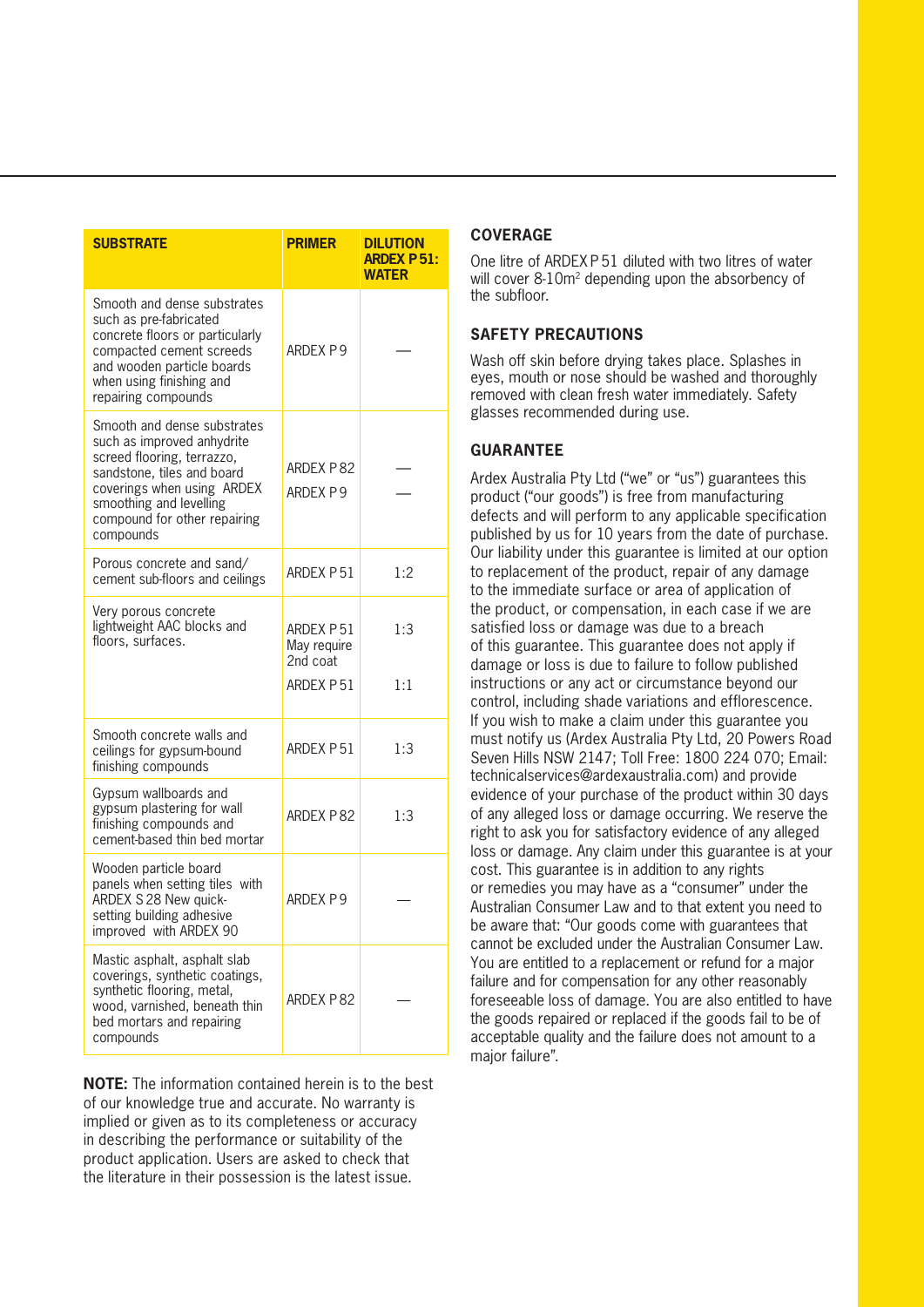| SUBSTRATE | PRIMER | DILUTION ARDEX P 51: WATER |
|---|---|---|
| Smooth and dense substrates such as pre-fabricated concrete floors or particularly compacted cement screeds and wooden particle boards when using finishing and repairing compounds | ARDEX P 9 | — |
| Smooth and dense substrates such as improved anhydrite screed flooring, terrazzo, sandstone, tiles and board coverings when using ARDEX smoothing and levelling compound for other repairing compounds | ARDEX P 82<br>ARDEX P 9 | —<br>— |
| Porous concrete and sand/ cement sub-floors and ceilings | ARDEX P 51 | 1:2 |
| Very porous concrete lightweight AAC blocks and floors, surfaces. | ARDEX P 51 May require 2nd coat<br>ARDEX P 51 | 1:3<br>1:1 |
| Smooth concrete walls and ceilings for gypsum-bound finishing compounds | ARDEX P 51 | 1:3 |
| Gypsum wallboards and gypsum plastering for wall finishing compounds and cement-based thin bed mortar | ARDEX P 82 | 1:3 |
| Wooden particle board panels when setting tiles with ARDEX S 28 New quick-setting building adhesive improved with ARDEX 90 | ARDEX P 9 | — |
| Mastic asphalt, asphalt slab coverings, synthetic coatings, synthetic flooring, metal, wood, varnished, beneath thin bed mortars and repairing compounds | ARDEX P 82 | — |

**NOTE:** The information contained herein is to the best of our knowledge true and accurate. No warranty is implied or given as to its completeness or accuracy in describing the performance or suitability of the product application. Users are asked to check that the literature in their possession is the latest issue.

## COVERAGE

One litre of ARDEX P 51 diluted with two litres of water will cover 8-10m$^2$ depending upon the absorbency of the subfloor.

## SAFETY PRECAUTIONS

Wash off skin before drying takes place. Splashes in eyes, mouth or nose should be washed and thoroughly removed with clean fresh water immediately. Safety glasses recommended during use.

## GUARANTEE

Ardex Australia Pty Ltd ("we" or "us") guarantees this product ("our goods") is free from manufacturing defects and will perform to any applicable specification published by us for 10 years from the date of purchase. Our liability under this guarantee is limited at our option to replacement of the product, repair of any damage to the immediate surface or area of application of the product, or compensation, in each case if we are satisfied loss or damage was due to a breach of this guarantee. This guarantee does not apply if damage or loss is due to failure to follow published instructions or any act or circumstance beyond our control, including shade variations and efflorescence. If you wish to make a claim under this guarantee you must notify us (Ardex Australia Pty Ltd, 20 Powers Road Seven Hills NSW 2147; Toll Free: 1800 224 070; Email: technicalservices@ardexaustralia.com) and provide evidence of your purchase of the product within 30 days of any alleged loss or damage occurring. We reserve the right to ask you for satisfactory evidence of any alleged loss or damage. Any claim under this guarantee is at your cost. This guarantee is in addition to any rights or remedies you may have as a "consumer" under the Australian Consumer Law and to that extent you need to be aware that: "Our goods come with guarantees that cannot be excluded under the Australian Consumer Law. You are entitled to a replacement or refund for a major failure and for compensation for any other reasonably foreseeable loss of damage. You are also entitled to have the goods repaired or replaced if the goods fail to be of acceptable quality and the failure does not amount to a major failure".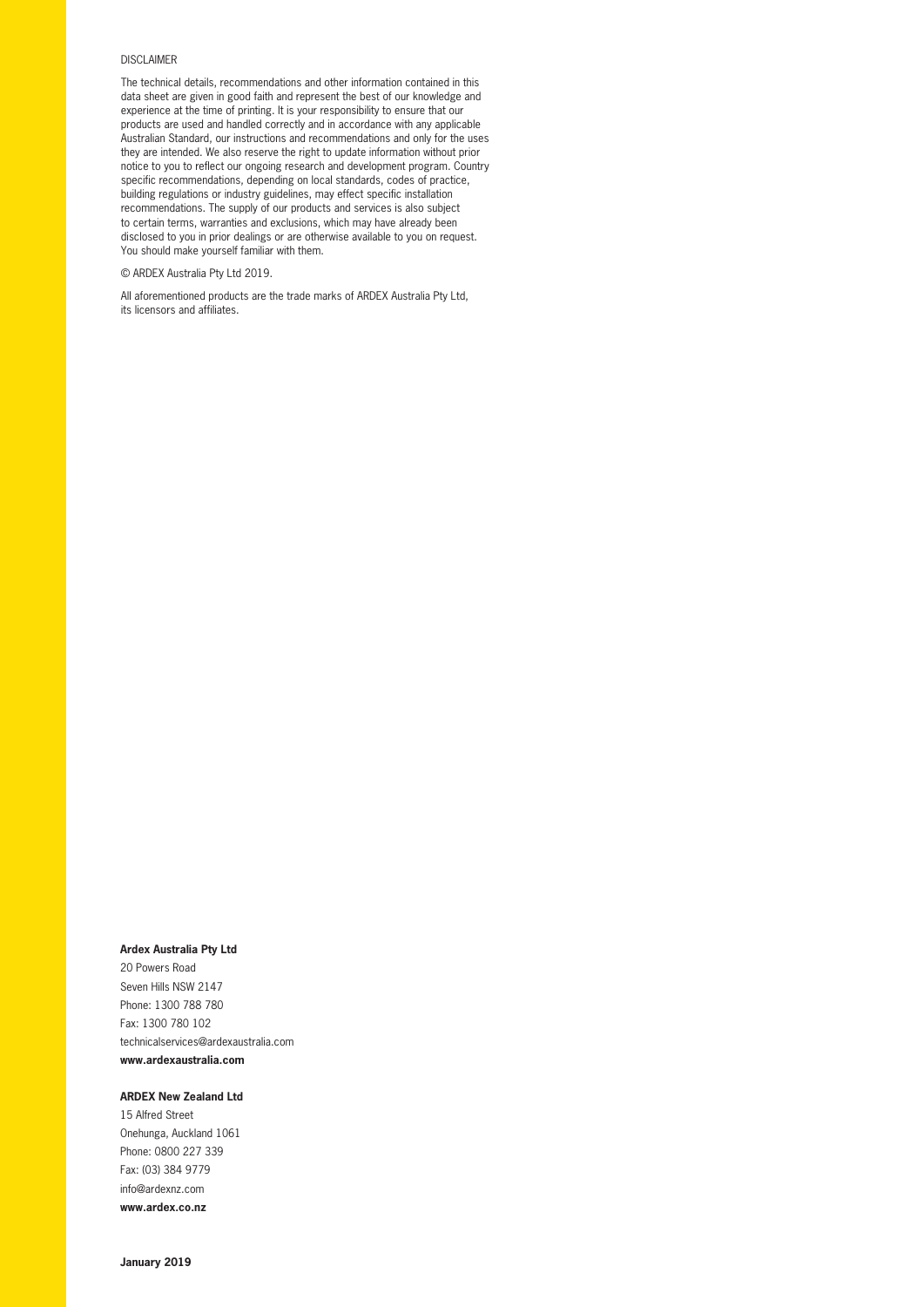DISCLAIMER

The technical details, recommendations and other information contained in this data sheet are given in good faith and represent the best of our knowledge and experience at the time of printing. It is your responsibility to ensure that our products are used and handled correctly and in accordance with any applicable Australian Standard, our instructions and recommendations and only for the uses they are intended. We also reserve the right to update information without prior notice to you to reflect our ongoing research and development program. Country specific recommendations, depending on local standards, codes of practice, building regulations or industry guidelines, may effect specific installation recommendations. The supply of our products and services is also subject to certain terms, warranties and exclusions, which may have already been disclosed to you in prior dealings or are otherwise available to you on request. You should make yourself familiar with them.

© ARDEX Australia Pty Ltd 2019.

All aforementioned products are the trade marks of ARDEX Australia Pty Ltd, its licensors and affiliates.

**Ardex Australia Pty Ltd**
20 Powers Road
Seven Hills NSW 2147
Phone: 1300 788 780
Fax: 1300 780 102
technicalservices@ardexaustralia.com
**www.ardexaustralia.com**

**ARDEX New Zealand Ltd**
15 Alfred Street
Onehunga, Auckland 1061
Phone: 0800 227 339
Fax: (03) 384 9779
info@ardexnz.com
**www.ardex.co.nz**

**January 2019**